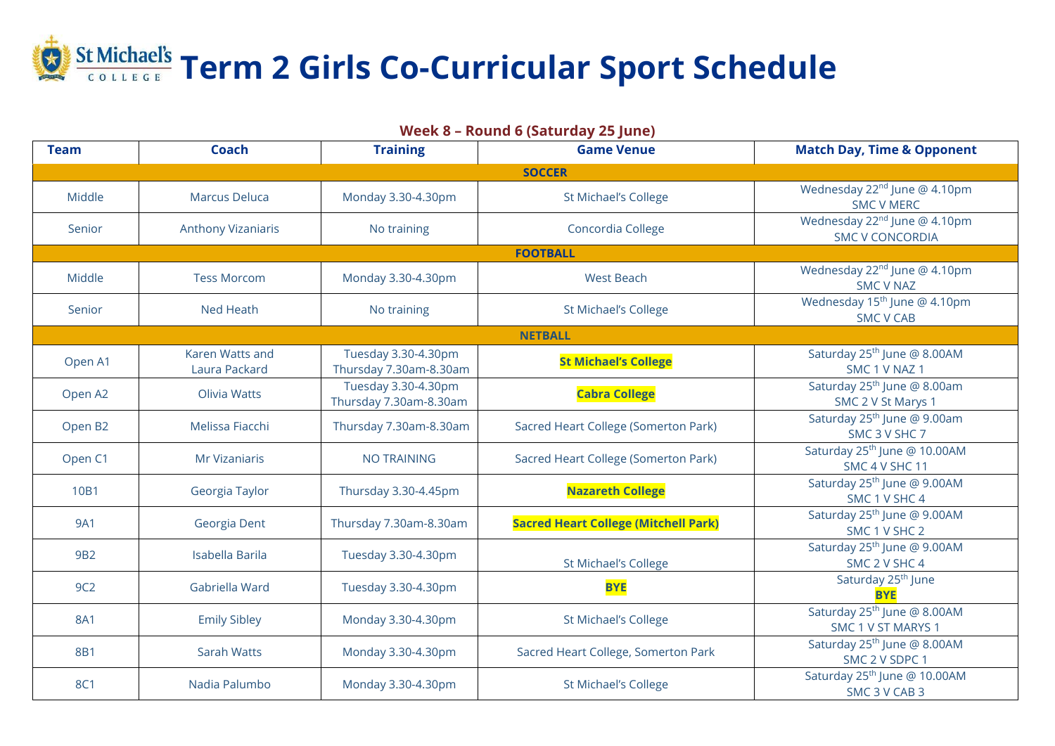# Term 2 Girls Co-Curricular Sport Schedule

## Week 8 – Round 6 (Saturday 25 June)

| Team | Coach | Training | Game Venue | Match Day, Time & Opponent |
| --- | --- | --- | --- | --- |
| **SOCCER** | | | | |
| Middle | Marcus Deluca | Monday 3.30-4.30pm | St Michael's College | Wednesday 22nd June @ 4.10pm SMC V MERC |
| Senior | Anthony Vizaniaris | No training | Concordia College | Wednesday 22nd June @ 4.10pm SMC V CONCORDIA |
| **FOOTBALL** | | | | |
| Middle | Tess Morcom | Monday 3.30-4.30pm | West Beach | Wednesday 22nd June @ 4.10pm SMC V NAZ |
| Senior | Ned Heath | No training | St Michael's College | Wednesday 15th June @ 4.10pm SMC V CAB |
| **NETBALL** | | | | |
| Open A1 | Karen Watts and Laura Packard | Tuesday 3.30-4.30pm Thursday 7.30am-8.30am | **St Michael's College** | Saturday 25th June @ 8.00AM SMC 1 V NAZ 1 |
| Open A2 | Olivia Watts | Tuesday 3.30-4.30pm Thursday 7.30am-8.30am | **Cabra College** | Saturday 25th June @ 8.00am SMC 2 V St Marys 1 |
| Open B2 | Melissa Fiacchi | Thursday 7.30am-8.30am | Sacred Heart College (Somerton Park) | Saturday 25th June @ 9.00am SMC 3 V SHC 7 |
| Open C1 | Mr Vizaniaris | NO TRAINING | Sacred Heart College (Somerton Park) | Saturday 25th June @ 10.00AM SMC 4 V SHC 11 |
| 10B1 | Georgia Taylor | Thursday 3.30-4.45pm | **Nazareth College** | Saturday 25th June @ 9.00AM SMC 1 V SHC 4 |
| 9A1 | Georgia Dent | Thursday 7.30am-8.30am | **Sacred Heart College (Mitchell Park)** | Saturday 25th June @ 9.00AM SMC 1 V SHC 2 |
| 9B2 | Isabella Barila | Tuesday 3.30-4.30pm | St Michael's College | Saturday 25th June @ 9.00AM SMC 2 V SHC 4 |
| 9C2 | Gabriella Ward | Tuesday 3.30-4.30pm | **BYE** | Saturday 25th June **BYE** |
| 8A1 | Emily Sibley | Monday 3.30-4.30pm | St Michael's College | Saturday 25th June @ 8.00AM SMC 1 V ST MARYS 1 |
| 8B1 | Sarah Watts | Monday 3.30-4.30pm | Sacred Heart College, Somerton Park | Saturday 25th June @ 8.00AM SMC 2 V SDPC 1 |
| 8C1 | Nadia Palumbo | Monday 3.30-4.30pm | St Michael's College | Saturday 25th June @ 10.00AM SMC 3 V CAB 3 |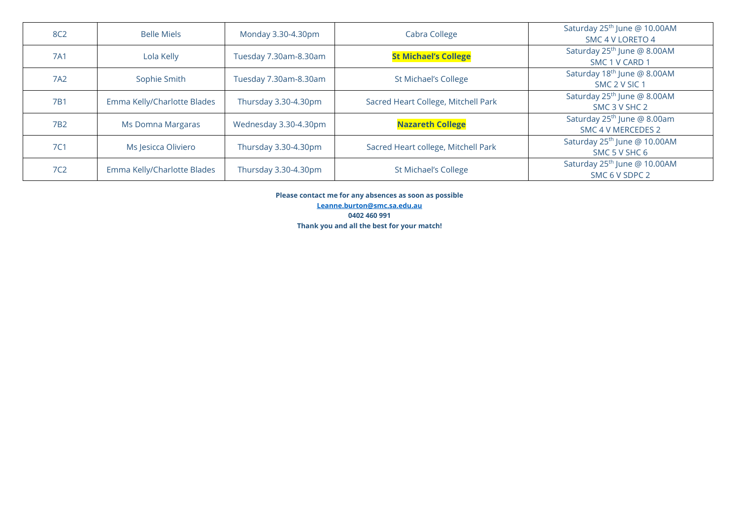| | | | | |
|---|---|---|---|---|
| 8C2 | Belle Miels | Monday 3.30-4.30pm | Cabra College | Saturday 25th June @ 10.00AM<br>SMC 4 V LORETO 4 |
| 7A1 | Lola Kelly | Tuesday 7.30am-8.30am | **St Michael's College** | Saturday 25th June @ 8.00AM<br>SMC 1 V CARD 1 |
| 7A2 | Sophie Smith | Tuesday 7.30am-8.30am | St Michael's College | Saturday 18th June @ 8.00AM<br>SMC 2 V SIC 1 |
| 7B1 | Emma Kelly/Charlotte Blades | Thursday 3.30-4.30pm | Sacred Heart College, Mitchell Park | Saturday 25th June @ 8.00AM<br>SMC 3 V SHC 2 |
| 7B2 | Ms Domna Margaras | Wednesday 3.30-4.30pm | **Nazareth College** | Saturday 25th June @ 8.00am<br>SMC 4 V MERCEDES 2 |
| 7C1 | Ms Jesicca Oliviero | Thursday 3.30-4.30pm | Sacred Heart college, Mitchell Park | Saturday 25th June @ 10.00AM<br>SMC 5 V SHC 6 |
| 7C2 | Emma Kelly/Charlotte Blades | Thursday 3.30-4.30pm | St Michael's College | Saturday 25th June @ 10.00AM<br>SMC 6 V SDPC 2 |

**Please contact me for any absences as soon as possible**

**Leanne.burton@smc.sa.edu.au**

**0402 460 991**

**Thank you and all the best for your match!**